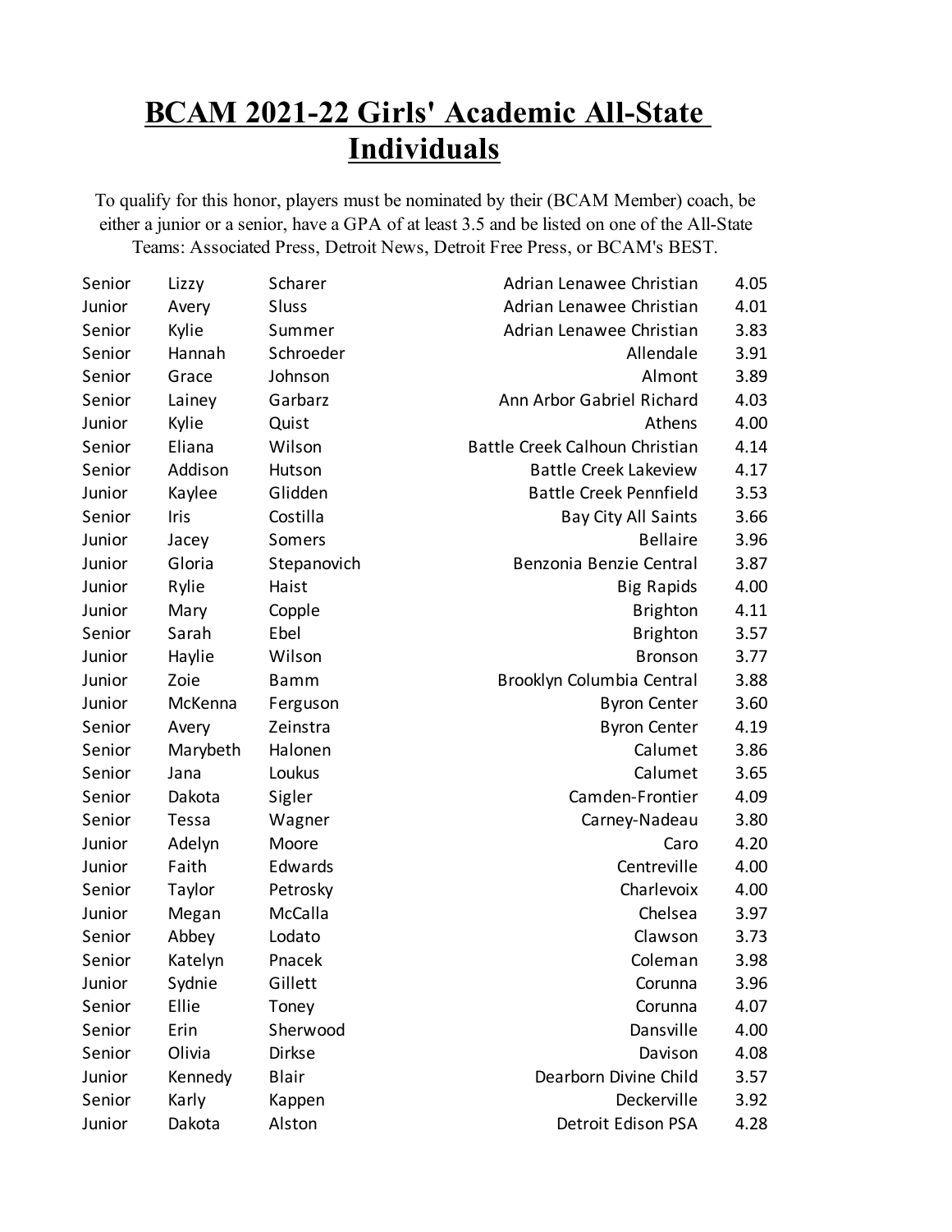# BCAM 2021-22 Girls' Academic All-State Individuals

To qualify for this honor, players must be nominated by their (BCAM Member) coach, be either a junior or a senior, have a GPA of at least 3.5 and be listed on one of the All-State Teams: Associated Press, Detroit News, Detroit Free Press, or BCAM's BEST.

| | | | | |
|---|---|---|---|---|
| Senior | Lizzy | Scharer | Adrian Lenawee Christian | 4.05 |
| Junior | Avery | Sluss | Adrian Lenawee Christian | 4.01 |
| Senior | Kylie | Summer | Adrian Lenawee Christian | 3.83 |
| Senior | Hannah | Schroeder | Allendale | 3.91 |
| Senior | Grace | Johnson | Almont | 3.89 |
| Senior | Lainey | Garbarz | Ann Arbor Gabriel Richard | 4.03 |
| Junior | Kylie | Quist | Athens | 4.00 |
| Senior | Eliana | Wilson | Battle Creek Calhoun Christian | 4.14 |
| Senior | Addison | Hutson | Battle Creek Lakeview | 4.17 |
| Junior | Kaylee | Glidden | Battle Creek Pennfield | 3.53 |
| Senior | Iris | Costilla | Bay City All Saints | 3.66 |
| Junior | Jacey | Somers | Bellaire | 3.96 |
| Junior | Gloria | Stepanovich | Benzonia Benzie Central | 3.87 |
| Junior | Rylie | Haist | Big Rapids | 4.00 |
| Junior | Mary | Copple | Brighton | 4.11 |
| Senior | Sarah | Ebel | Brighton | 3.57 |
| Junior | Haylie | Wilson | Bronson | 3.77 |
| Junior | Zoie | Bamm | Brooklyn Columbia Central | 3.88 |
| Junior | McKenna | Ferguson | Byron Center | 3.60 |
| Senior | Avery | Zeinstra | Byron Center | 4.19 |
| Senior | Marybeth | Halonen | Calumet | 3.86 |
| Senior | Jana | Loukus | Calumet | 3.65 |
| Senior | Dakota | Sigler | Camden-Frontier | 4.09 |
| Senior | Tessa | Wagner | Carney-Nadeau | 3.80 |
| Junior | Adelyn | Moore | Caro | 4.20 |
| Junior | Faith | Edwards | Centreville | 4.00 |
| Senior | Taylor | Petrosky | Charlevoix | 4.00 |
| Junior | Megan | McCalla | Chelsea | 3.97 |
| Senior | Abbey | Lodato | Clawson | 3.73 |
| Senior | Katelyn | Pnacek | Coleman | 3.98 |
| Junior | Sydnie | Gillett | Corunna | 3.96 |
| Senior | Ellie | Toney | Corunna | 4.07 |
| Senior | Erin | Sherwood | Dansville | 4.00 |
| Senior | Olivia | Dirkse | Davison | 4.08 |
| Junior | Kennedy | Blair | Dearborn Divine Child | 3.57 |
| Senior | Karly | Kappen | Deckerville | 3.92 |
| Junior | Dakota | Alston | Detroit Edison PSA | 4.28 |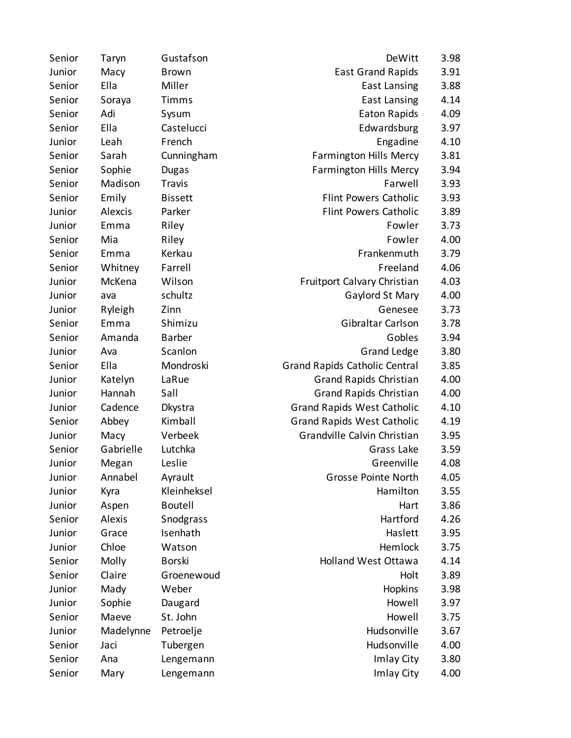| | | | | |
|---|---|---|---|---|
| Senior | Taryn | Gustafson | DeWitt | 3.98 |
| Junior | Macy | Brown | East Grand Rapids | 3.91 |
| Senior | Ella | Miller | East Lansing | 3.88 |
| Senior | Soraya | Timms | East Lansing | 4.14 |
| Senior | Adi | Sysum | Eaton Rapids | 4.09 |
| Senior | Ella | Castelucci | Edwardsburg | 3.97 |
| Junior | Leah | French | Engadine | 4.10 |
| Senior | Sarah | Cunningham | Farmington Hills Mercy | 3.81 |
| Senior | Sophie | Dugas | Farmington Hills Mercy | 3.94 |
| Senior | Madison | Travis | Farwell | 3.93 |
| Senior | Emily | Bissett | Flint Powers Catholic | 3.93 |
| Junior | Alexcis | Parker | Flint Powers Catholic | 3.89 |
| Junior | Emma | Riley | Fowler | 3.73 |
| Senior | Mia | Riley | Fowler | 4.00 |
| Senior | Emma | Kerkau | Frankenmuth | 3.79 |
| Senior | Whitney | Farrell | Freeland | 4.06 |
| Junior | McKena | Wilson | Fruitport Calvary Christian | 4.03 |
| Junior | ava | schultz | Gaylord St Mary | 4.00 |
| Junior | Ryleigh | Zinn | Genesee | 3.73 |
| Senior | Emma | Shimizu | Gibraltar Carlson | 3.78 |
| Senior | Amanda | Barber | Gobles | 3.94 |
| Junior | Ava | Scanlon | Grand Ledge | 3.80 |
| Senior | Ella | Mondroski | Grand Rapids Catholic Central | 3.85 |
| Junior | Katelyn | LaRue | Grand Rapids Christian | 4.00 |
| Junior | Hannah | Sall | Grand Rapids Christian | 4.00 |
| Junior | Cadence | Dkystra | Grand Rapids West Catholic | 4.10 |
| Senior | Abbey | Kimball | Grand Rapids West Catholic | 4.19 |
| Junior | Macy | Verbeek | Grandville Calvin Christian | 3.95 |
| Senior | Gabrielle | Lutchka | Grass Lake | 3.59 |
| Junior | Megan | Leslie | Greenville | 4.08 |
| Junior | Annabel | Ayrault | Grosse Pointe North | 4.05 |
| Junior | Kyra | Kleinheksel | Hamilton | 3.55 |
| Junior | Aspen | Boutell | Hart | 3.86 |
| Senior | Alexis | Snodgrass | Hartford | 4.26 |
| Junior | Grace | Isenhath | Haslett | 3.95 |
| Junior | Chloe | Watson | Hemlock | 3.75 |
| Senior | Molly | Borski | Holland West Ottawa | 4.14 |
| Senior | Claire | Groenewoud | Holt | 3.89 |
| Junior | Mady | Weber | Hopkins | 3.98 |
| Junior | Sophie | Daugard | Howell | 3.97 |
| Senior | Maeve | St. John | Howell | 3.75 |
| Junior | Madelynne | Petroelje | Hudsonville | 3.67 |
| Senior | Jaci | Tubergen | Hudsonville | 4.00 |
| Senior | Ana | Lengemann | Imlay City | 3.80 |
| Senior | Mary | Lengemann | Imlay City | 4.00 |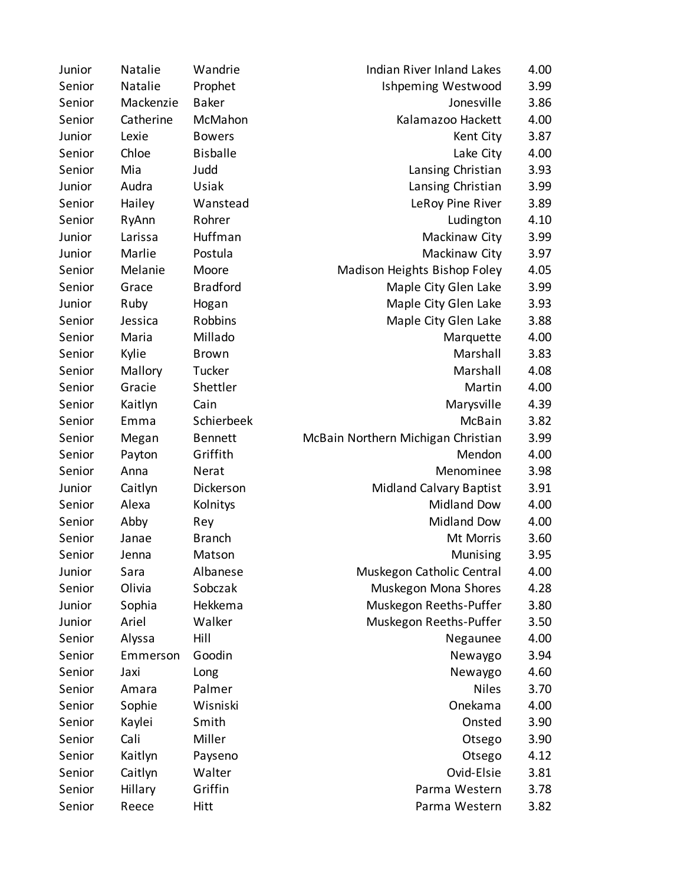| | | | | |
|---|---|---|---|---|
| Junior | Natalie | Wandrie | Indian River Inland Lakes | 4.00 |
| Senior | Natalie | Prophet | Ishpeming Westwood | 3.99 |
| Senior | Mackenzie | Baker | Jonesville | 3.86 |
| Senior | Catherine | McMahon | Kalamazoo Hackett | 4.00 |
| Junior | Lexie | Bowers | Kent City | 3.87 |
| Senior | Chloe | Bisballe | Lake City | 4.00 |
| Senior | Mia | Judd | Lansing Christian | 3.93 |
| Junior | Audra | Usiak | Lansing Christian | 3.99 |
| Senior | Hailey | Wanstead | LeRoy Pine River | 3.89 |
| Senior | RyAnn | Rohrer | Ludington | 4.10 |
| Junior | Larissa | Huffman | Mackinaw City | 3.99 |
| Junior | Marlie | Postula | Mackinaw City | 3.97 |
| Senior | Melanie | Moore | Madison Heights Bishop Foley | 4.05 |
| Senior | Grace | Bradford | Maple City Glen Lake | 3.99 |
| Junior | Ruby | Hogan | Maple City Glen Lake | 3.93 |
| Senior | Jessica | Robbins | Maple City Glen Lake | 3.88 |
| Senior | Maria | Millado | Marquette | 4.00 |
| Senior | Kylie | Brown | Marshall | 3.83 |
| Senior | Mallory | Tucker | Marshall | 4.08 |
| Senior | Gracie | Shettler | Martin | 4.00 |
| Senior | Kaitlyn | Cain | Marysville | 4.39 |
| Senior | Emma | Schierbeek | McBain | 3.82 |
| Senior | Megan | Bennett | McBain Northern Michigan Christian | 3.99 |
| Senior | Payton | Griffith | Mendon | 4.00 |
| Senior | Anna | Nerat | Menominee | 3.98 |
| Junior | Caitlyn | Dickerson | Midland Calvary Baptist | 3.91 |
| Senior | Alexa | Kolnitys | Midland Dow | 4.00 |
| Senior | Abby | Rey | Midland Dow | 4.00 |
| Senior | Janae | Branch | Mt Morris | 3.60 |
| Senior | Jenna | Matson | Munising | 3.95 |
| Junior | Sara | Albanese | Muskegon Catholic Central | 4.00 |
| Senior | Olivia | Sobczak | Muskegon Mona Shores | 4.28 |
| Junior | Sophia | Hekkema | Muskegon Reeths-Puffer | 3.80 |
| Junior | Ariel | Walker | Muskegon Reeths-Puffer | 3.50 |
| Senior | Alyssa | Hill | Negaunee | 4.00 |
| Senior | Emmerson | Goodin | Newaygo | 3.94 |
| Senior | Jaxi | Long | Newaygo | 4.60 |
| Senior | Amara | Palmer | Niles | 3.70 |
| Senior | Sophie | Wisniski | Onekama | 4.00 |
| Senior | Kaylei | Smith | Onsted | 3.90 |
| Senior | Cali | Miller | Otsego | 3.90 |
| Senior | Kaitlyn | Payseno | Otsego | 4.12 |
| Senior | Caitlyn | Walter | Ovid-Elsie | 3.81 |
| Senior | Hillary | Griffin | Parma Western | 3.78 |
| Senior | Reece | Hitt | Parma Western | 3.82 |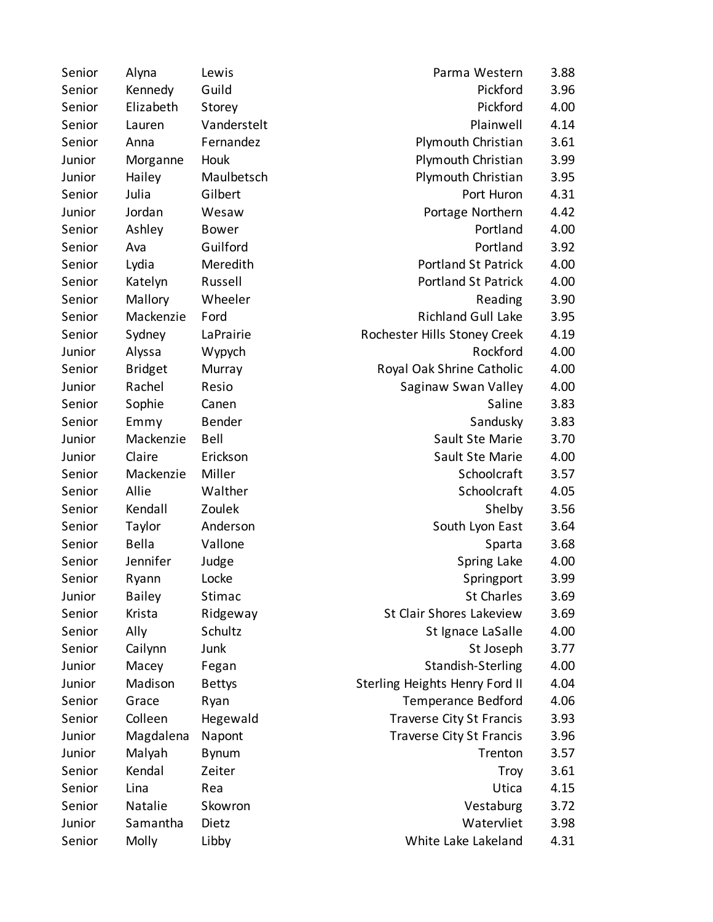| | | | | |
|---|---|---|---|---|
| Senior | Alyna | Lewis | Parma Western | 3.88 |
| Senior | Kennedy | Guild | Pickford | 3.96 |
| Senior | Elizabeth | Storey | Pickford | 4.00 |
| Senior | Lauren | Vanderstelt | Plainwell | 4.14 |
| Senior | Anna | Fernandez | Plymouth Christian | 3.61 |
| Junior | Morganne | Houk | Plymouth Christian | 3.99 |
| Junior | Hailey | Maulbetsch | Plymouth Christian | 3.95 |
| Senior | Julia | Gilbert | Port Huron | 4.31 |
| Junior | Jordan | Wesaw | Portage Northern | 4.42 |
| Senior | Ashley | Bower | Portland | 4.00 |
| Senior | Ava | Guilford | Portland | 3.92 |
| Senior | Lydia | Meredith | Portland St Patrick | 4.00 |
| Senior | Katelyn | Russell | Portland St Patrick | 4.00 |
| Senior | Mallory | Wheeler | Reading | 3.90 |
| Senior | Mackenzie | Ford | Richland Gull Lake | 3.95 |
| Senior | Sydney | LaPrairie | Rochester Hills Stoney Creek | 4.19 |
| Junior | Alyssa | Wypych | Rockford | 4.00 |
| Senior | Bridget | Murray | Royal Oak Shrine Catholic | 4.00 |
| Junior | Rachel | Resio | Saginaw Swan Valley | 4.00 |
| Senior | Sophie | Canen | Saline | 3.83 |
| Senior | Emmy | Bender | Sandusky | 3.83 |
| Junior | Mackenzie | Bell | Sault Ste Marie | 3.70 |
| Junior | Claire | Erickson | Sault Ste Marie | 4.00 |
| Senior | Mackenzie | Miller | Schoolcraft | 3.57 |
| Senior | Allie | Walther | Schoolcraft | 4.05 |
| Senior | Kendall | Zoulek | Shelby | 3.56 |
| Senior | Taylor | Anderson | South Lyon East | 3.64 |
| Senior | Bella | Vallone | Sparta | 3.68 |
| Senior | Jennifer | Judge | Spring Lake | 4.00 |
| Senior | Ryann | Locke | Springport | 3.99 |
| Junior | Bailey | Stimac | St Charles | 3.69 |
| Senior | Krista | Ridgeway | St Clair Shores Lakeview | 3.69 |
| Senior | Ally | Schultz | St Ignace LaSalle | 4.00 |
| Senior | Cailynn | Junk | St Joseph | 3.77 |
| Junior | Macey | Fegan | Standish-Sterling | 4.00 |
| Junior | Madison | Bettys | Sterling Heights Henry Ford II | 4.04 |
| Senior | Grace | Ryan | Temperance Bedford | 4.06 |
| Senior | Colleen | Hegewald | Traverse City St Francis | 3.93 |
| Junior | Magdalena | Napont | Traverse City St Francis | 3.96 |
| Junior | Malyah | Bynum | Trenton | 3.57 |
| Senior | Kendal | Zeiter | Troy | 3.61 |
| Senior | Lina | Rea | Utica | 4.15 |
| Senior | Natalie | Skowron | Vestaburg | 3.72 |
| Junior | Samantha | Dietz | Watervliet | 3.98 |
| Senior | Molly | Libby | White Lake Lakeland | 4.31 |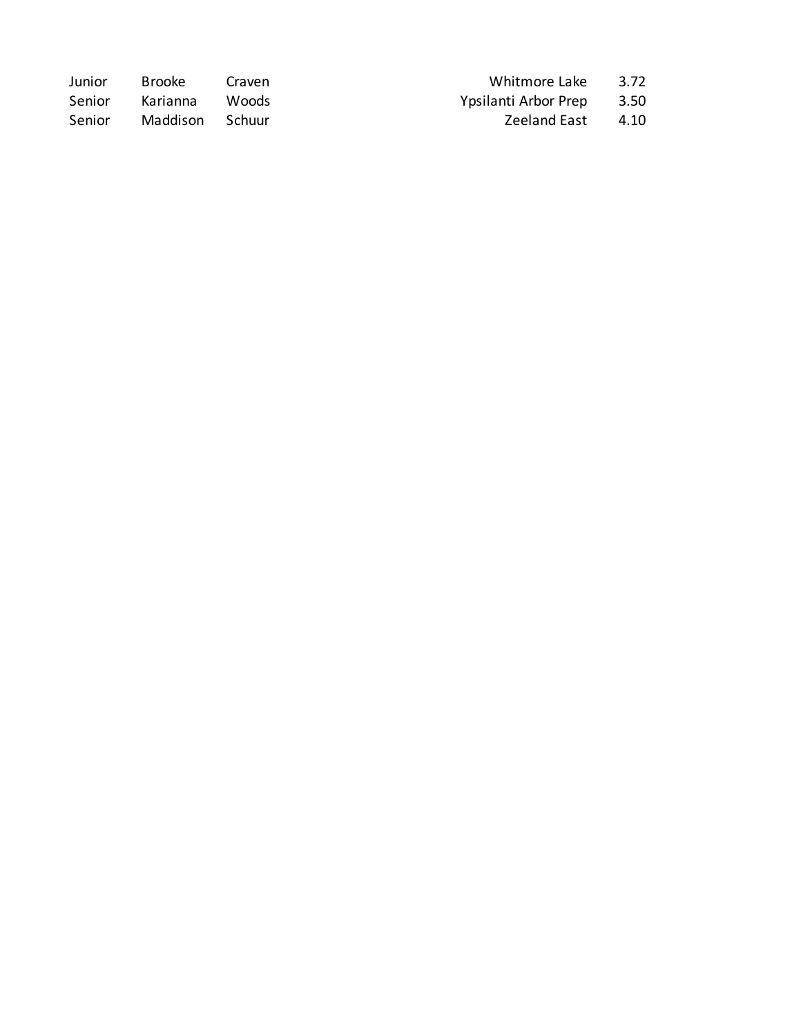| | | | | |
|---|---|---|---|---|
| Junior | Brooke | Craven | Whitmore Lake | 3.72 |
| Senior | Karianna | Woods | Ypsilanti Arbor Prep | 3.50 |
| Senior | Maddison | Schuur | Zeeland East | 4.10 |